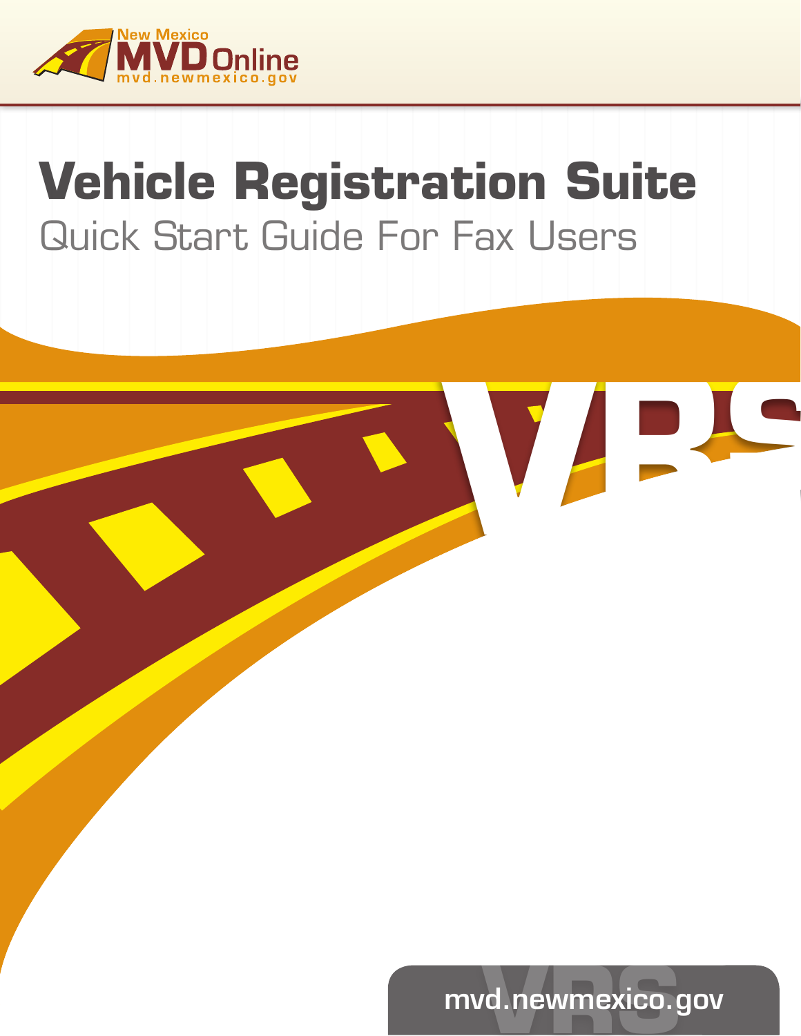New Mexico MVD Online
mvd.newmexico.gov

# Vehicle Registration Suite

## Quick Start Guide For Fax Users

mvd.newmexico.gov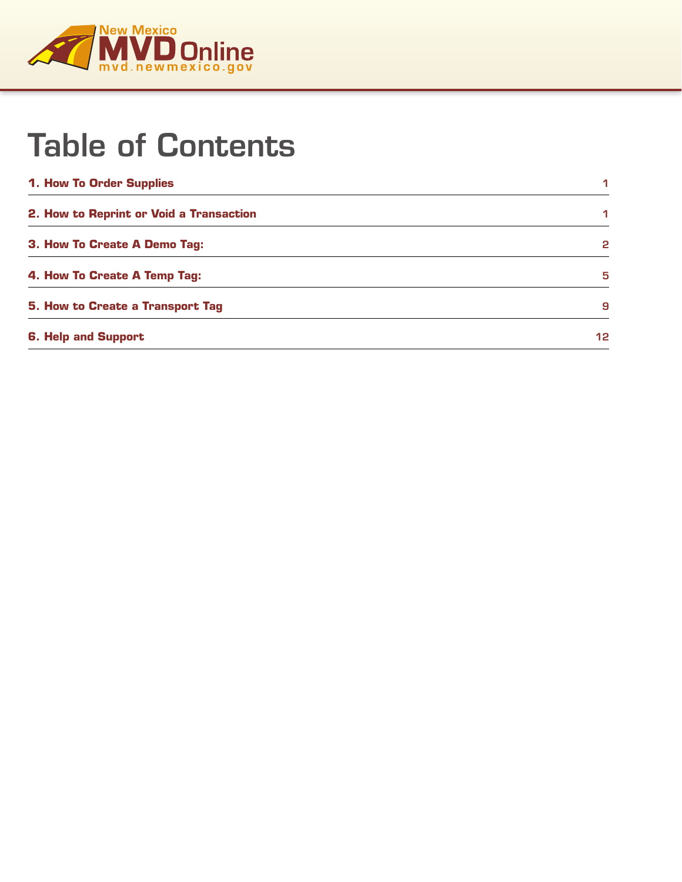# Table of Contents

| | |
|---|---|
| **1. How To Order Supplies** | 1 |
| **2. How to Reprint or Void a Transaction** | 1 |
| **3. How To Create A Demo Tag:** | 2 |
| **4. How To Create A Temp Tag:** | 5 |
| **5. How to Create a Transport Tag** | 9 |
| **6. Help and Support** | 12 |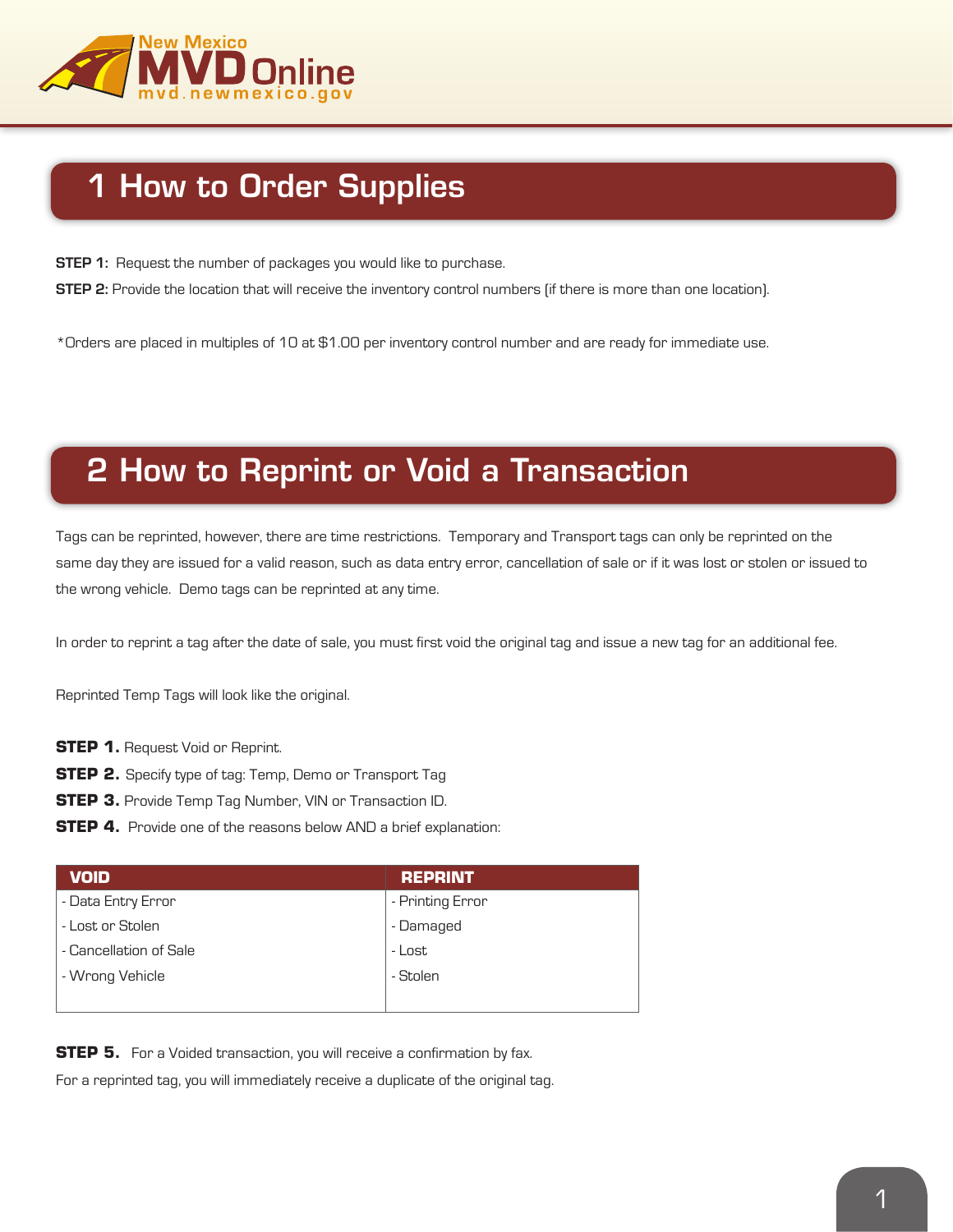# 1 How to Order Supplies

**STEP 1:** Request the number of packages you would like to purchase.

**STEP 2:** Provide the location that will receive the inventory control numbers (if there is more than one location).

*Orders are placed in multiples of 10 at $1.00 per inventory control number and are ready for immediate use.

# 2 How to Reprint or Void a Transaction

Tags can be reprinted, however, there are time restrictions. Temporary and Transport tags can only be reprinted on the same day they are issued for a valid reason, such as data entry error, cancellation of sale or if it was lost or stolen or issued to the wrong vehicle. Demo tags can be reprinted at any time.

In order to reprint a tag after the date of sale, you must first void the original tag and issue a new tag for an additional fee.

Reprinted Temp Tags will look like the original.

**STEP 1.** Request Void or Reprint.

**STEP 2.** Specify type of tag: Temp, Demo or Transport Tag

**STEP 3.** Provide Temp Tag Number, VIN or Transaction ID.

**STEP 4.** Provide one of the reasons below AND a brief explanation:

| VOID | REPRINT |
|---|---|
| - Data Entry Error | - Printing Error |
| - Lost or Stolen | - Damaged |
| - Cancellation of Sale | - Lost |
| - Wrong Vehicle | - Stolen |

**STEP 5.** For a Voided transaction, you will receive a confirmation by fax.

For a reprinted tag, you will immediately receive a duplicate of the original tag.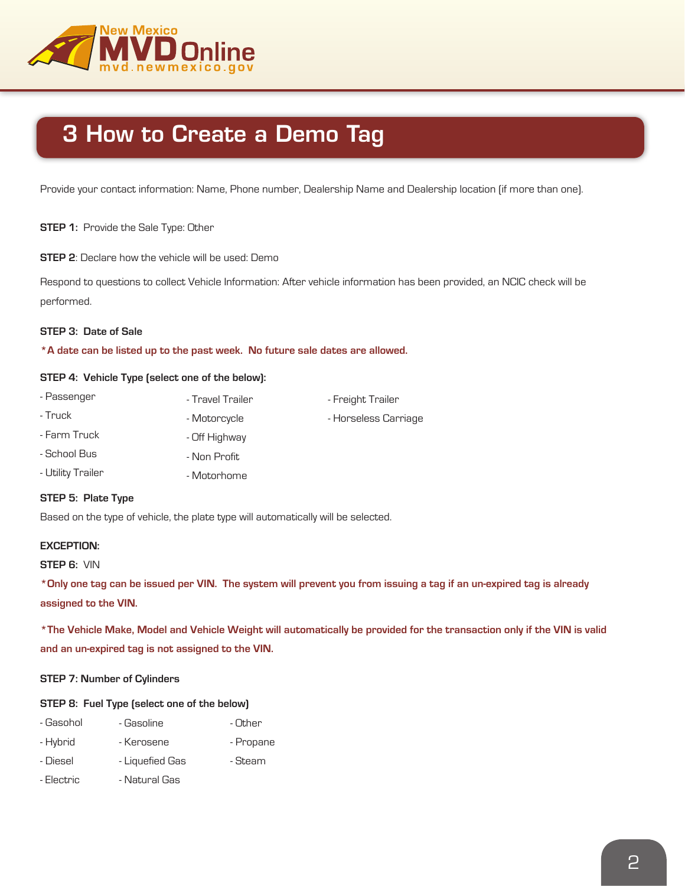# 3 How to Create a Demo Tag

Provide your contact information: Name, Phone number, Dealership Name and Dealership location (if more than one).

**STEP 1:** Provide the Sale Type: Other

**STEP 2**: Declare how the vehicle will be used: Demo

Respond to questions to collect Vehicle Information: After vehicle information has been provided, an NCIC check will be performed.

**STEP 3: Date of Sale**

**\*A date can be listed up to the past week. No future sale dates are allowed.**

**STEP 4: Vehicle Type (select one of the below):**

- Passenger
- Truck
- Farm Truck
- School Bus
- Utility Trailer
- Travel Trailer
- Motorcycle
- Off Highway
- Non Profit
- Motorhome
- Freight Trailer
- Horseless Carriage

**STEP 5: Plate Type**

Based on the type of vehicle, the plate type will automatically will be selected.

**EXCEPTION:**

**STEP 6:** VIN

**\*Only one tag can be issued per VIN. The system will prevent you from issuing a tag if an un-expired tag is already assigned to the VIN.**

**\*The Vehicle Make, Model and Vehicle Weight will automatically be provided for the transaction only if the VIN is valid and an un-expired tag is not assigned to the VIN.**

**STEP 7: Number of Cylinders**

**STEP 8: Fuel Type (select one of the below)**

- Gasohol
- Hybrid
- Diesel
- Electric
- Gasoline
- Kerosene
- Liquefied Gas
- Natural Gas
- Other
- Propane
- Steam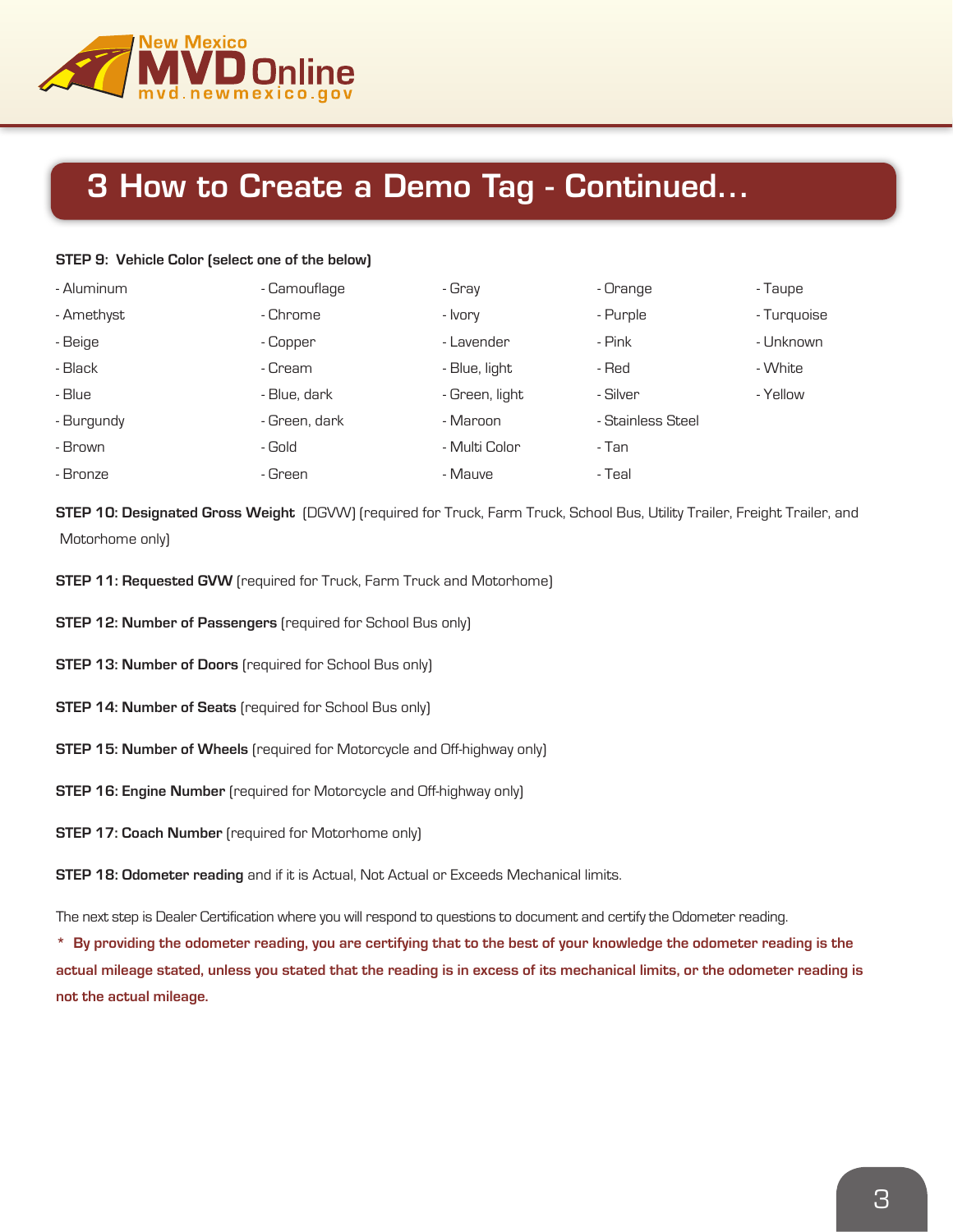# 3 How to Create a Demo Tag - Continued...

**STEP 9: Vehicle Color (select one of the below)**

- Aluminum
- Amethyst
- Beige
- Black
- Blue
- Burgundy
- Brown
- Bronze
- Camouflage
- Chrome
- Copper
- Cream
- Blue, dark
- Green, dark
- Gold
- Green
- Gray
- Ivory
- Lavender
- Blue, light
- Green, light
- Maroon
- Multi Color
- Mauve
- Orange
- Purple
- Pink
- Red
- Silver
- Stainless Steel
- Tan
- Teal
- Taupe
- Turquoise
- Unknown
- White
- Yellow

**STEP 10: Designated Gross Weight** (DGVW) (required for Truck, Farm Truck, School Bus, Utility Trailer, Freight Trailer, and Motorhome only)

**STEP 11: Requested GVW** (required for Truck, Farm Truck and Motorhome)

**STEP 12: Number of Passengers** (required for School Bus only)

**STEP 13: Number of Doors** (required for School Bus only)

**STEP 14: Number of Seats** (required for School Bus only)

**STEP 15: Number of Wheels** (required for Motorcycle and Off-highway only)

**STEP 16: Engine Number** (required for Motorcycle and Off-highway only)

**STEP 17: Coach Number** (required for Motorhome only)

**STEP 18: Odometer reading** and if it is Actual, Not Actual or Exceeds Mechanical limits.

The next step is Dealer Certification where you will respond to questions to document and certify the Odometer reading.

**\* By providing the odometer reading, you are certifying that to the best of your knowledge the odometer reading is the actual mileage stated, unless you stated that the reading is in excess of its mechanical limits, or the odometer reading is not the actual mileage.**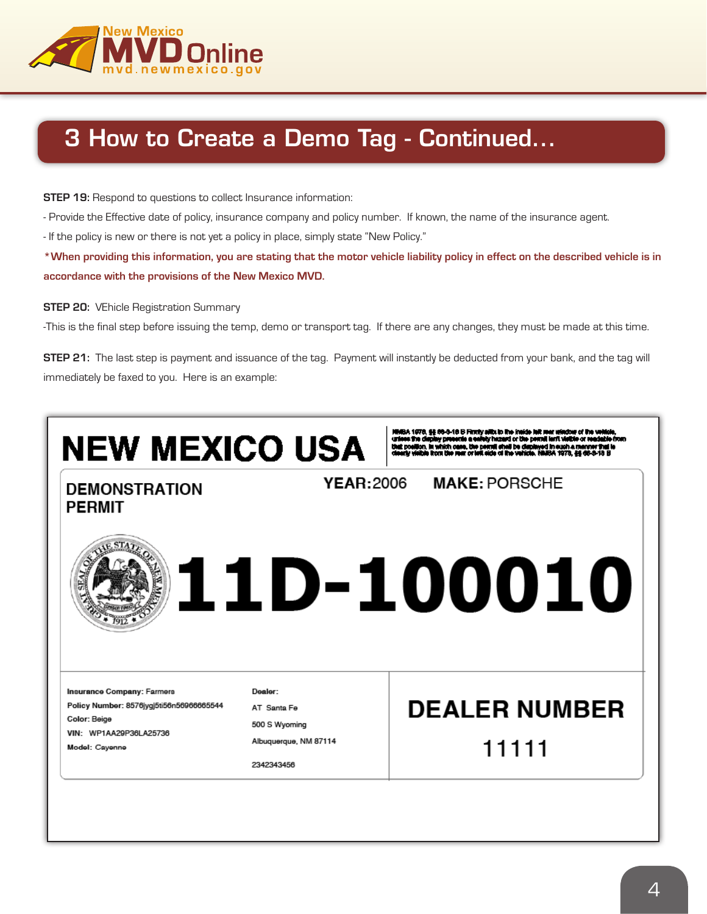# 3 How to Create a Demo Tag - Continued...

**STEP 19:** Respond to questions to collect Insurance information:

- Provide the Effective date of policy, insurance company and policy number. If known, the name of the insurance agent.

- If the policy is new or there is not yet a policy in place, simply state "New Policy."

**\*When providing this information, you are stating that the motor vehicle liability policy in effect on the described vehicle is in accordance with the provisions of the New Mexico MVD.**

**STEP 20:** VEhicle Registration Summary

-This is the final step before issuing the temp, demo or transport tag. If there are any changes, they must be made at this time.

**STEP 21:** The last step is payment and issuance of the tag. Payment will instantly be deducted from your bank, and the tag will immediately be faxed to you. Here is an example:

**NEW MEXICO USA**

NMSA 1978, §§ 66-3-18 B Firmly affix to the inside left rear window of the vehicle, unless the display presents a safety hazard or the permit isn't visible or readable from that position. In which case, the permit shall be displayed in such a manner that is clearly visible from the rear or left side of the vehicle. NMSA 1978, §§ 66-3-18 B

**DEMONSTRATION PERMIT**

**YEAR:** 2006 **MAKE:** PORSCHE

**11D-100010**

**Insurance Company:** Farmers
**Policy Number:** 8576jygj5ti56n56966665544
**Color:** Beige
**VIN:** WP1AA29P36LA25736
**Model:** Cayenne

**Dealer:**
AT Santa Fe
500 S Wyoming
Albuquerque, NM 87114
2342343456

**DEALER NUMBER**
11111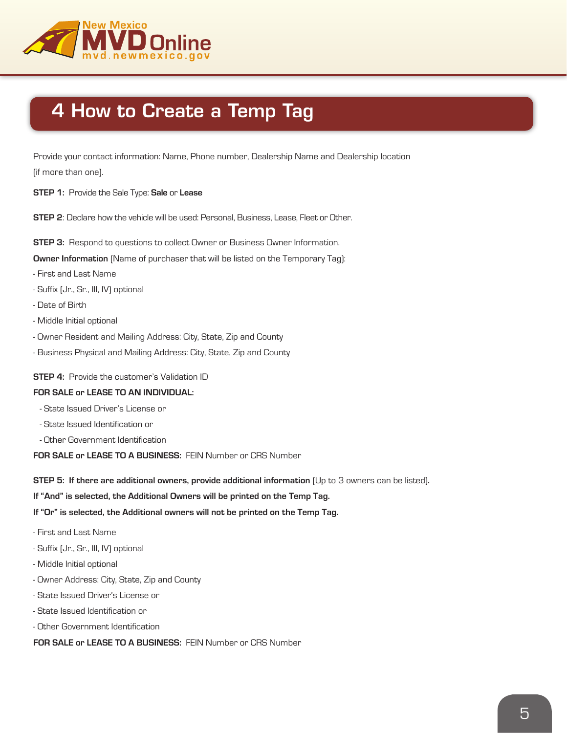# 4 How to Create a Temp Tag

Provide your contact information: Name, Phone number, Dealership Name and Dealership location (if more than one).

**STEP 1:** Provide the Sale Type: **Sale** or **Lease**

**STEP 2**: Declare how the vehicle will be used: Personal, Business, Lease, Fleet or Other.

**STEP 3:** Respond to questions to collect Owner or Business Owner Information.

**Owner Information** (Name of purchaser that will be listed on the Temporary Tag):

- First and Last Name
- Suffix (Jr., Sr., III, IV) optional
- Date of Birth
- Middle Initial optional
- Owner Resident and Mailing Address: City, State, Zip and County
- Business Physical and Mailing Address: City, State, Zip and County

**STEP 4:** Provide the customer's Validation ID

**FOR SALE or LEASE TO AN INDIVIDUAL:**

- State Issued Driver's License or
- State Issued Identification or
- Other Government Identification

**FOR SALE or LEASE TO A BUSINESS:** FEIN Number or CRS Number

**STEP 5: If there are additional owners, provide additional information** (Up to 3 owners can be listed).

**If "And" is selected, the Additional Owners will be printed on the Temp Tag.**

**If "Or" is selected, the Additional owners will not be printed on the Temp Tag.**

- First and Last Name
- Suffix (Jr., Sr., III, IV) optional
- Middle Initial optional
- Owner Address: City, State, Zip and County
- State Issued Driver's License or
- State Issued Identification or
- Other Government Identification

**FOR SALE or LEASE TO A BUSINESS:** FEIN Number or CRS Number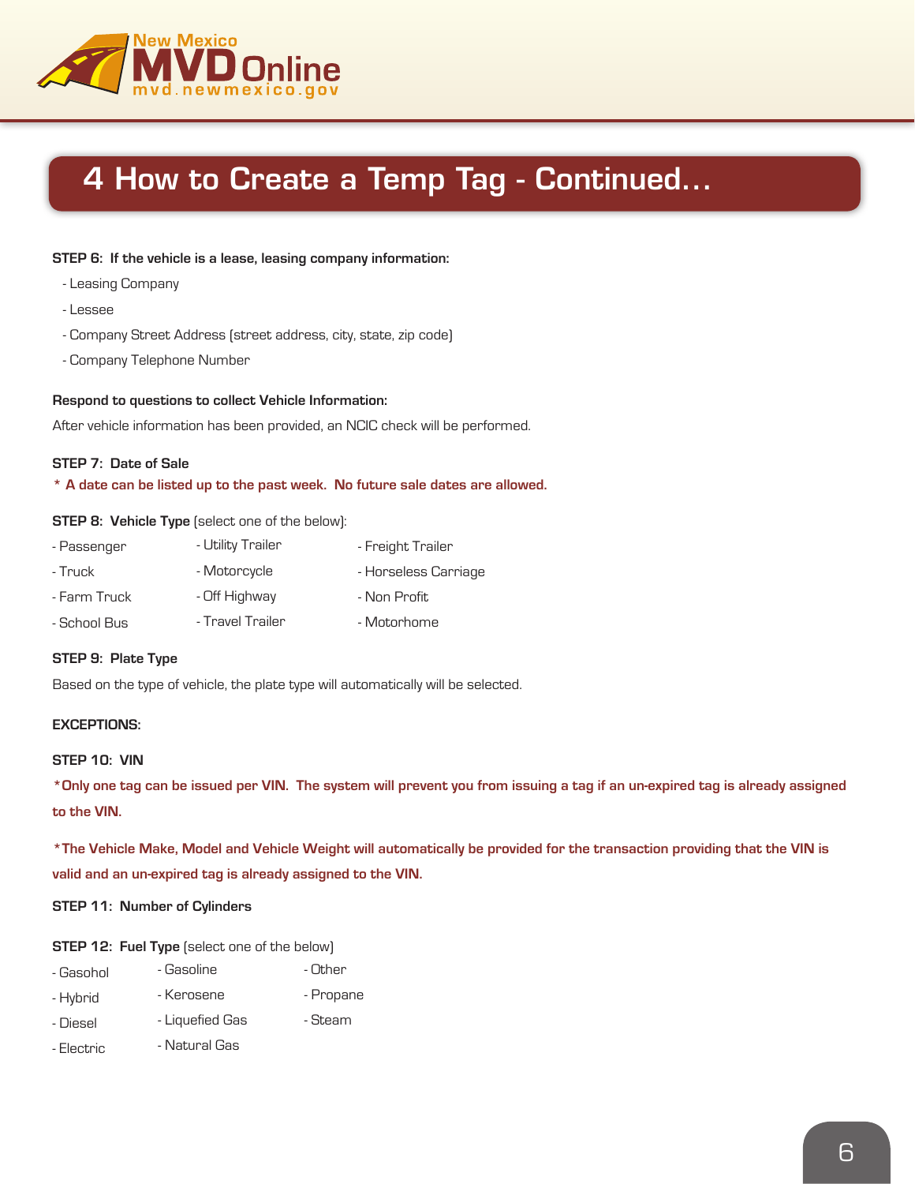# 4 How to Create a Temp Tag - Continued...

**STEP 6: If the vehicle is a lease, leasing company information:**

- Leasing Company
- Lessee
- Company Street Address (street address, city, state, zip code)
- Company Telephone Number

**Respond to questions to collect Vehicle Information:**

After vehicle information has been provided, an NCIC check will be performed.

**STEP 7: Date of Sale**

**\* A date can be listed up to the past week. No future sale dates are allowed.**

**STEP 8: Vehicle Type** (select one of the below):

- Passenger
- Truck
- Farm Truck
- School Bus
- Utility Trailer
- Motorcycle
- Off Highway
- Travel Trailer
- Freight Trailer
- Horseless Carriage
- Non Profit
- Motorhome

**STEP 9: Plate Type**

Based on the type of vehicle, the plate type will automatically will be selected.

**EXCEPTIONS:**

**STEP 10: VIN**

**\*Only one tag can be issued per VIN. The system will prevent you from issuing a tag if an un-expired tag is already assigned to the VIN.**

**\*The Vehicle Make, Model and Vehicle Weight will automatically be provided for the transaction providing that the VIN is valid and an un-expired tag is already assigned to the VIN.**

**STEP 11: Number of Cylinders**

**STEP 12: Fuel Type** (select one of the below)

- Gasohol
- Hybrid
- Diesel
- Electric
- Gasoline
- Kerosene
- Liquefied Gas
- Natural Gas
- Other
- Propane
- Steam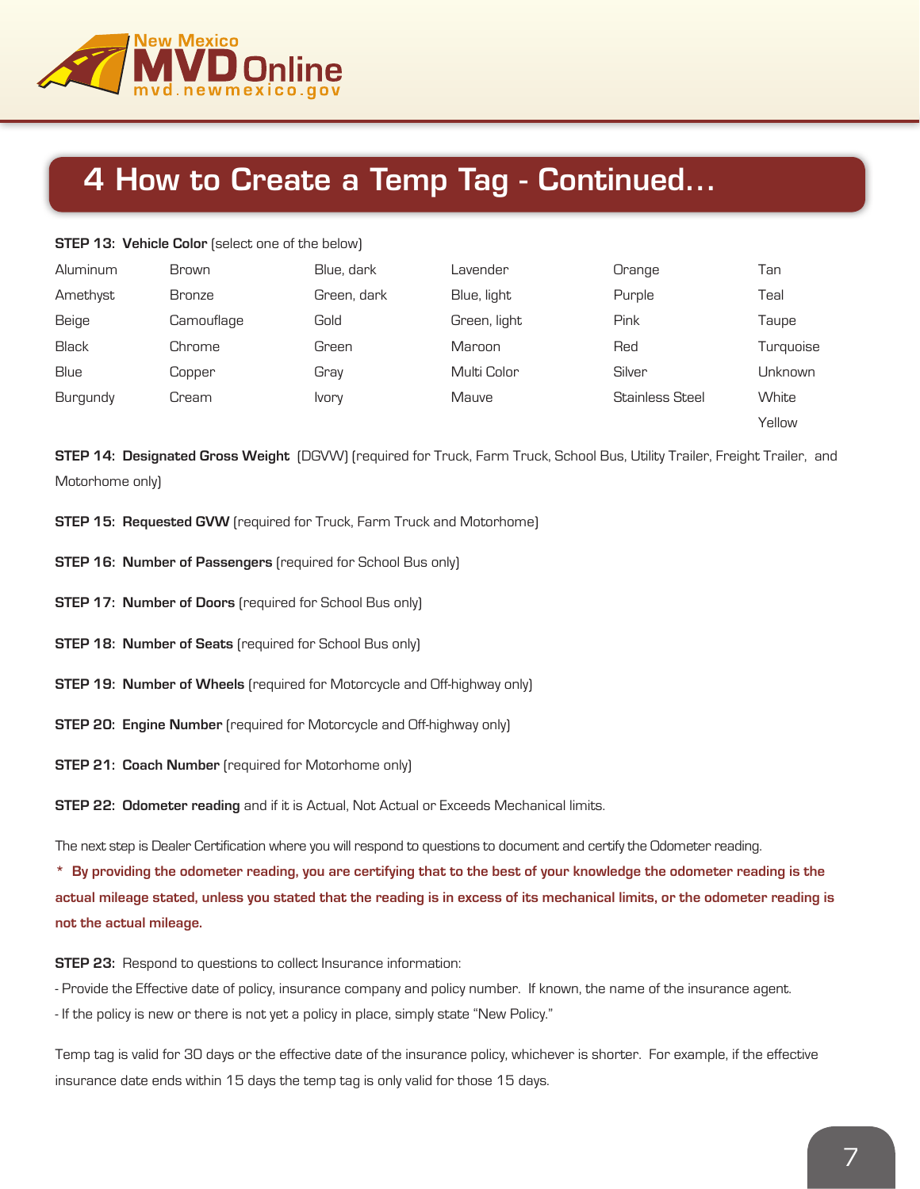## 4 How to Create a Temp Tag - Continued...

**STEP 13: Vehicle Color** (select one of the below)

| | | | | | |
|---|---|---|---|---|---|
| Aluminum | Brown | Blue, dark | Lavender | Orange | Tan |
| Amethyst | Bronze | Green, dark | Blue, light | Purple | Teal |
| Beige | Camouflage | Gold | Green, light | Pink | Taupe |
| Black | Chrome | Green | Maroon | Red | Turquoise |
| Blue | Copper | Gray | Multi Color | Silver | Unknown |
| Burgundy | Cream | Ivory | Mauve | Stainless Steel | White |
| | | | | | Yellow |

**STEP 14: Designated Gross Weight** (DGVW) (required for Truck, Farm Truck, School Bus, Utility Trailer, Freight Trailer, and Motorhome only)

**STEP 15: Requested GVW** (required for Truck, Farm Truck and Motorhome)

**STEP 16: Number of Passengers** (required for School Bus only)

**STEP 17: Number of Doors** (required for School Bus only)

**STEP 18: Number of Seats** (required for School Bus only)

**STEP 19: Number of Wheels** (required for Motorcycle and Off-highway only)

**STEP 20: Engine Number** (required for Motorcycle and Off-highway only)

**STEP 21: Coach Number** (required for Motorhome only)

**STEP 22: Odometer reading** and if it is Actual, Not Actual or Exceeds Mechanical limits.

The next step is Dealer Certification where you will respond to questions to document and certify the Odometer reading.

**\* By providing the odometer reading, you are certifying that to the best of your knowledge the odometer reading is the actual mileage stated, unless you stated that the reading is in excess of its mechanical limits, or the odometer reading is not the actual mileage.**

**STEP 23:** Respond to questions to collect Insurance information:

- Provide the Effective date of policy, insurance company and policy number. If known, the name of the insurance agent.
- If the policy is new or there is not yet a policy in place, simply state "New Policy."

Temp tag is valid for 30 days or the effective date of the insurance policy, whichever is shorter. For example, if the effective insurance date ends within 15 days the temp tag is only valid for those 15 days.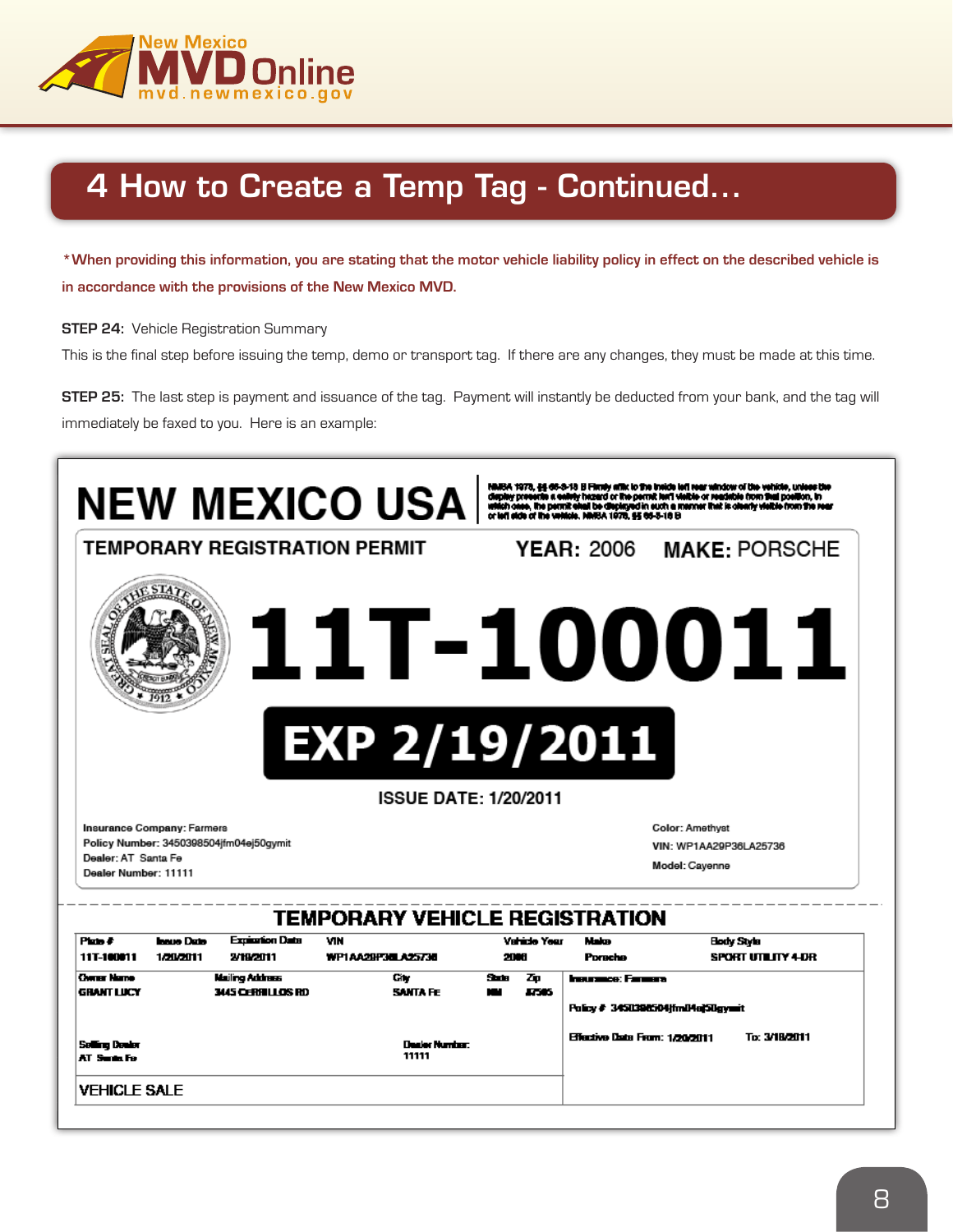## 4 How to Create a Temp Tag - Continued…

*When providing this information, you are stating that the motor vehicle liability policy in effect on the described vehicle is in accordance with the provisions of the New Mexico MVD.

**STEP 24:** Vehicle Registration Summary

This is the final step before issuing the temp, demo or transport tag. If there are any changes, they must be made at this time.

**STEP 25:** The last step is payment and issuance of the tag. Payment will instantly be deducted from your bank, and the tag will immediately be faxed to you. Here is an example:

# NEW MEXICO USA

NMSA 1978, §§ 66-3-18 B Firmly affix to the inside left rear window of the vehicle, unless the display presents a safety hazard or the permit isn't visible or readable from that position, in which case, the permit shall be displayed in such a manner that is clearly visible from the rear or left side of the vehicle. NMSA 1978, §§ 66-3-18 B

**TEMPORARY REGISTRATION PERMIT** **YEAR:** 2006 **MAKE:** PORSCHE

# 11T-100011

## EXP 2/19/2011

**ISSUE DATE:** 1/20/2011

Insurance Company: Farmers
Policy Number: 3450398504jfm04ej50gymit
Dealer: AT Santa Fe
Dealer Number: 11111

Color: Amethyst
VIN: WP1AA29P36LA25736
Model: Cayenne

**TEMPORARY VEHICLE REGISTRATION**

| Plate # | Issue Date | Expiration Date | VIN | Vehicle Year | Make | Body Style |
|---|---|---|---|---|---|---|
| 11T-100011 | 1/20/2011 | 2/19/2011 | WP1AA29P36LA25736 | 2006 | Porsche | SPORT UTILITY 4-DR |

| Owner Name | Mailing Address | City | State | Zip |
|---|---|---|---|---|
| GRANT LUCY | 3445 CERRILLOS RD | SANTA FE | NM | 87505 |

Insurance: Farmers
Policy # 3450398504jfm04ej50gymit
Effective Date From: 1/20/2011 To: 3/19/2011

Selling Dealer: AT Santa Fe
Dealer Number: 11111

VEHICLE SALE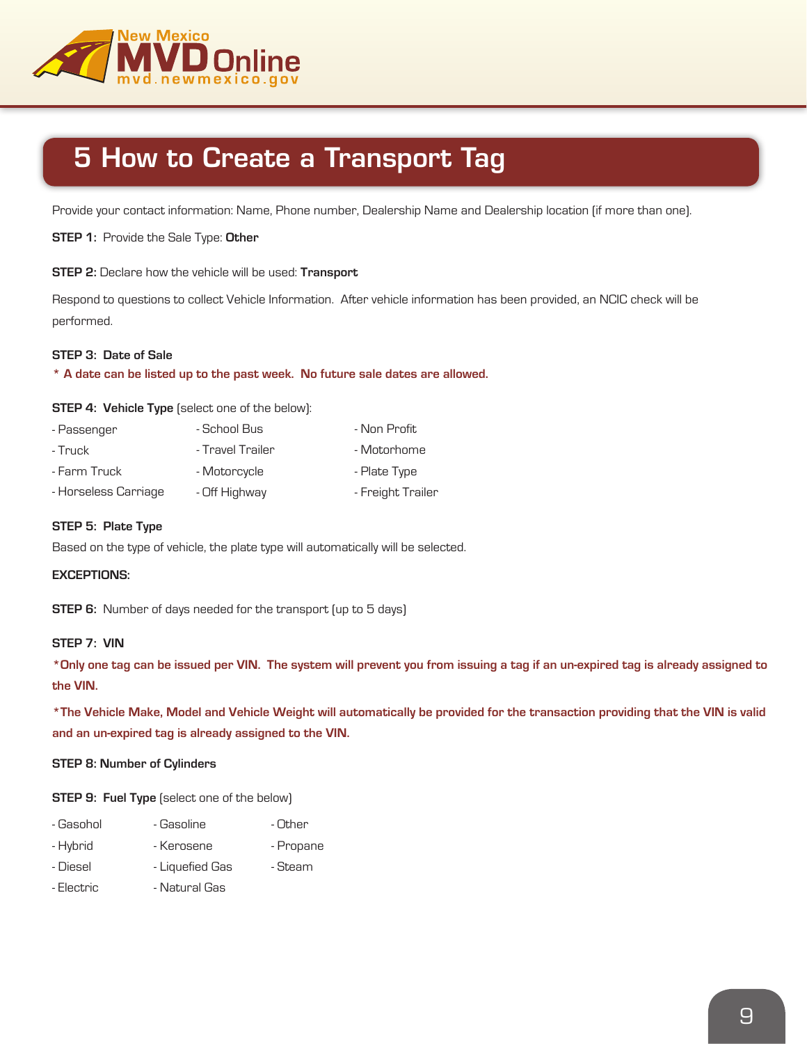# 5 How to Create a Transport Tag

Provide your contact information: Name, Phone number, Dealership Name and Dealership location (if more than one).

**STEP 1:** Provide the Sale Type: **Other**

**STEP 2:** Declare how the vehicle will be used: **Transport**

Respond to questions to collect Vehicle Information. After vehicle information has been provided, an NCIC check will be performed.

**STEP 3: Date of Sale**

**\* A date can be listed up to the past week. No future sale dates are allowed.**

**STEP 4: Vehicle Type** (select one of the below):

- Passenger
- Truck
- Farm Truck
- Horseless Carriage
- School Bus
- Travel Trailer
- Motorcycle
- Off Highway
- Non Profit
- Motorhome
- Plate Type
- Freight Trailer

**STEP 5: Plate Type**

Based on the type of vehicle, the plate type will automatically will be selected.

**EXCEPTIONS:**

**STEP 6:** Number of days needed for the transport (up to 5 days)

**STEP 7: VIN**

**\*Only one tag can be issued per VIN. The system will prevent you from issuing a tag if an un-expired tag is already assigned to the VIN.**

**\*The Vehicle Make, Model and Vehicle Weight will automatically be provided for the transaction providing that the VIN is valid and an un-expired tag is already assigned to the VIN.**

**STEP 8: Number of Cylinders**

**STEP 9: Fuel Type** (select one of the below)

- Gasohol
- Hybrid
- Diesel
- Electric
- Gasoline
- Kerosene
- Liquefied Gas
- Natural Gas
- Other
- Propane
- Steam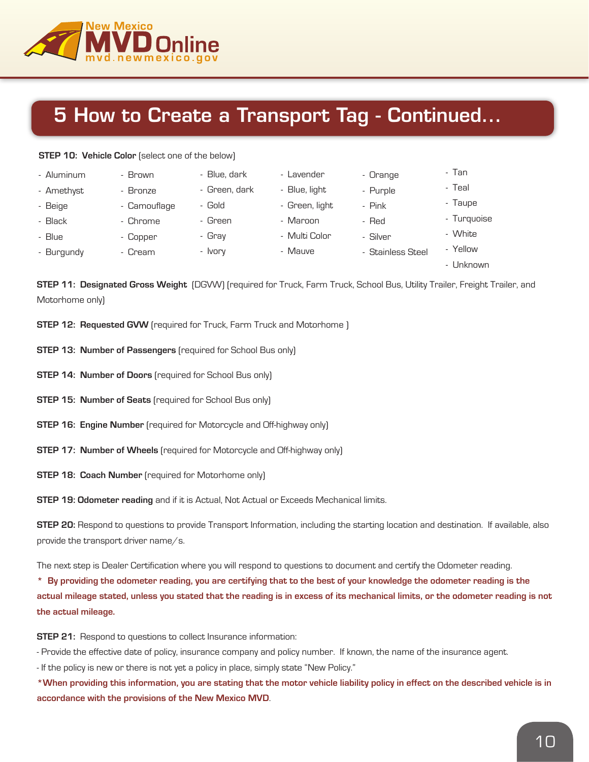# 5 How to Create a Transport Tag - Continued...

**STEP 10: Vehicle Color** (select one of the below)

- Aluminum
- Amethyst
- Beige
- Black
- Blue
- Burgundy
- Brown
- Bronze
- Camouflage
- Chrome
- Copper
- Cream
- Blue, dark
- Green, dark
- Gold
- Green
- Gray
- Ivory
- Lavender
- Blue, light
- Green, light
- Maroon
- Multi Color
- Mauve
- Orange
- Purple
- Pink
- Red
- Silver
- Stainless Steel
- Tan
- Teal
- Taupe
- Turquoise
- White
- Yellow
- Unknown

**STEP 11: Designated Gross Weight** (DGVW) (required for Truck, Farm Truck, School Bus, Utility Trailer, Freight Trailer, and Motorhome only)

**STEP 12: Requested GVW** (required for Truck, Farm Truck and Motorhome )

**STEP 13: Number of Passengers** (required for School Bus only)

**STEP 14: Number of Doors** (required for School Bus only)

**STEP 15: Number of Seats** (required for School Bus only)

**STEP 16: Engine Number** (required for Motorcycle and Off-highway only)

**STEP 17: Number of Wheels** (required for Motorcycle and Off-highway only)

**STEP 18: Coach Number** (required for Motorhome only)

**STEP 19: Odometer reading** and if it is Actual, Not Actual or Exceeds Mechanical limits.

**STEP 20:** Respond to questions to provide Transport Information, including the starting location and destination. If available, also provide the transport driver name/s.

The next step is Dealer Certification where you will respond to questions to document and certify the Odometer reading.

**\* By providing the odometer reading, you are certifying that to the best of your knowledge the odometer reading is the actual mileage stated, unless you stated that the reading is in excess of its mechanical limits, or the odometer reading is not the actual mileage.**

**STEP 21:** Respond to questions to collect Insurance information:

- Provide the effective date of policy, insurance company and policy number. If known, the name of the insurance agent.
- If the policy is new or there is not yet a policy in place, simply state "New Policy."

**\*When providing this information, you are stating that the motor vehicle liability policy in effect on the described vehicle is in accordance with the provisions of the New Mexico MVD**.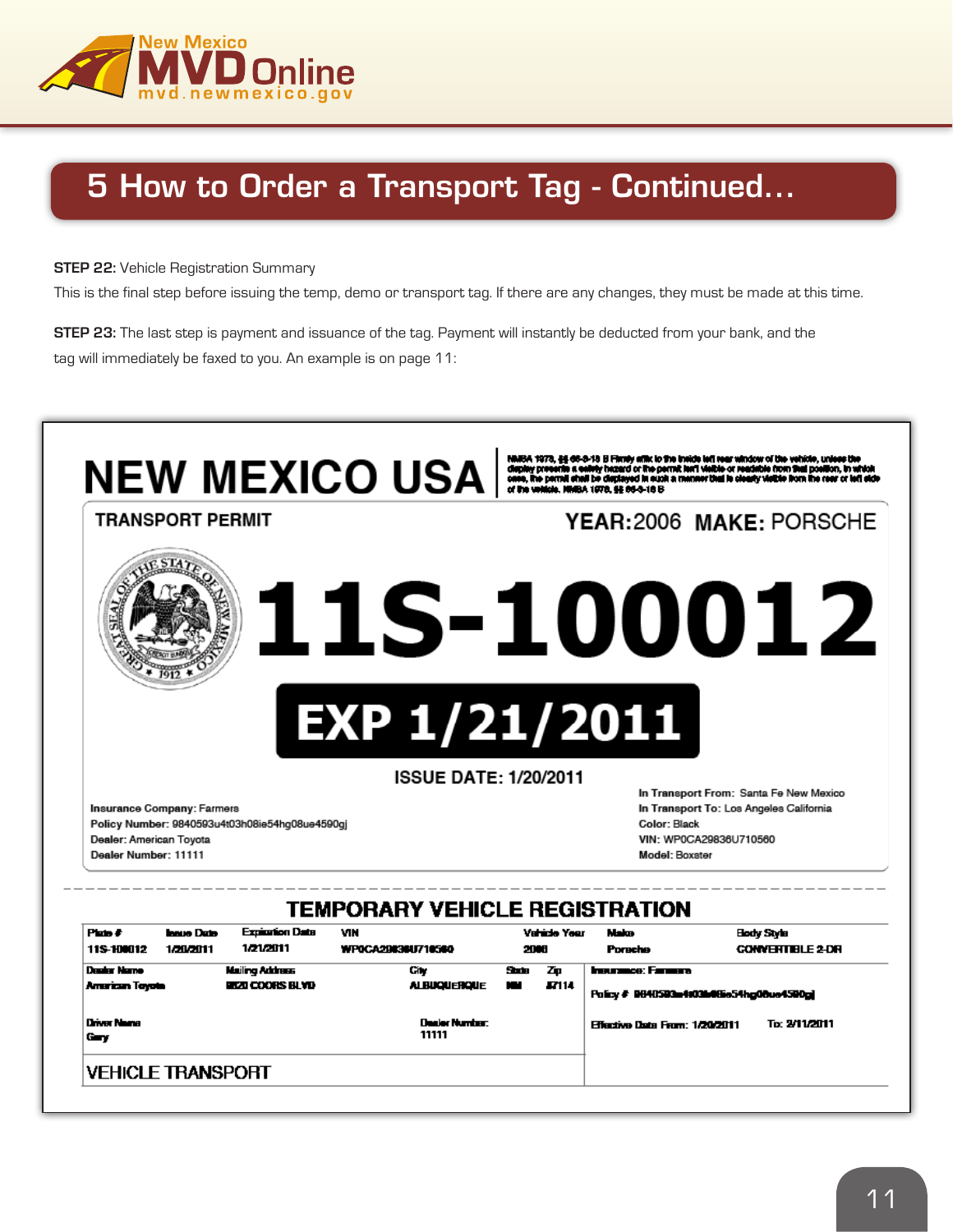# 5 How to Order a Transport Tag - Continued...

**STEP 22:** Vehicle Registration Summary

This is the final step before issuing the temp, demo or transport tag. If there are any changes, they must be made at this time.

**STEP 23:** The last step is payment and issuance of the tag. Payment will instantly be deducted from your bank, and the tag will immediately be faxed to you. An example is on page 11:

## NEW MEXICO USA

NMSA 1978, §§ 66-3-18 B Firmly affix to the inside left rear window of the vehicle, unless the display presents a safety hazard or the permit isn't visible or readable from that position, in which case, the permit shall be displayed in such a manner that is clearly visible from the rear or left side of the vehicle. NMSA 1978, §§ 66-3-18 B

**TRANSPORT PERMIT**

**YEAR:** 2006 **MAKE:** PORSCHE

# 11S-100012

**EXP 1/21/2011**

**ISSUE DATE:** 1/20/2011

Insurance Company: Farmers
Policy Number: 9840593u4t03h08ie54hg08ue4590gj
Dealer: American Toyota
Dealer Number: 11111

In Transport From: Santa Fe New Mexico
In Transport To: Los Angeles California
Color: Black
VIN: WP0CA29836U710560
Model: Boxster

### TEMPORARY VEHICLE REGISTRATION

| Plate # | Issue Date | Expiration Date | VIN | Vehicle Year | Make | Body Style |
|---|---|---|---|---|---|---|
| 11S-100012 | 1/20/2011 | 1/21/2011 | WP0CA29836U710560 | 2006 | Porsche | CONVERTIBLE 2-DR |

| Dealer Name | Mailing Address | City | State | Zip |
|---|---|---|---|---|
| American Toyota | 8820 COORS BLVD | ALBUQUERQUE | NM | 87114 |

Driver Name: Gary
Dealer Number: 11111

Insurance: Farmers
Policy # 9840593u4t03h08ie54hg08ue4590gj
Effective Date From: 1/20/2011 To: 2/11/2011

VEHICLE TRANSPORT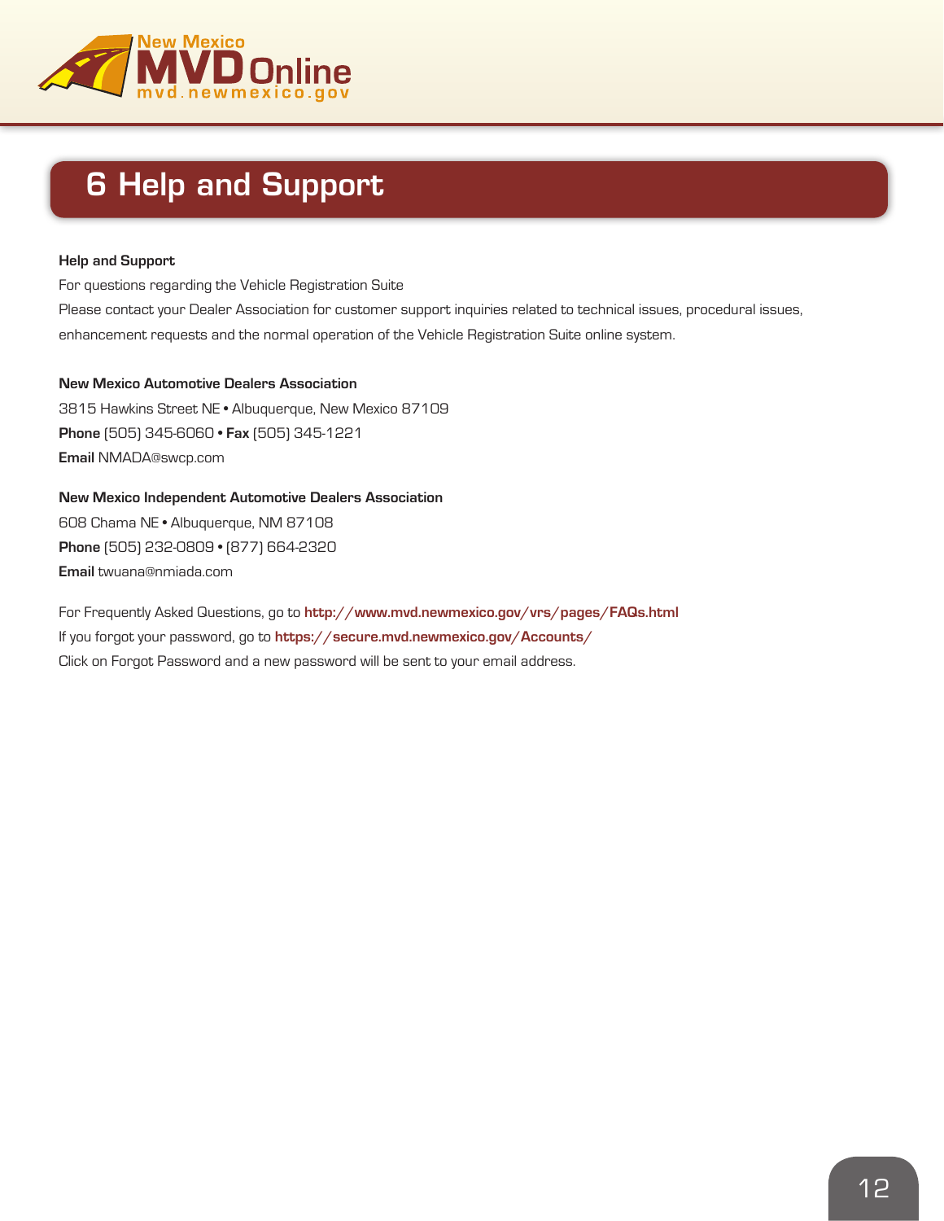# 6 Help and Support

**Help and Support**

For questions regarding the Vehicle Registration Suite

Please contact your Dealer Association for customer support inquiries related to technical issues, procedural issues, enhancement requests and the normal operation of the Vehicle Registration Suite online system.

**New Mexico Automotive Dealers Association**

3815 Hawkins Street NE • Albuquerque, New Mexico 87109

**Phone** (505) 345-6060 • **Fax** (505) 345-1221

**Email** NMADA@swcp.com

**New Mexico Independent Automotive Dealers Association**

608 Chama NE • Albuquerque, NM 87108

**Phone** (505) 232-0809 • (877) 664-2320

**Email** twuana@nmiada.com

For Frequently Asked Questions, go to **http://www.mvd.newmexico.gov/vrs/pages/FAQs.html**

If you forgot your password, go to **https://secure.mvd.newmexico.gov/Accounts/**

Click on Forgot Password and a new password will be sent to your email address.